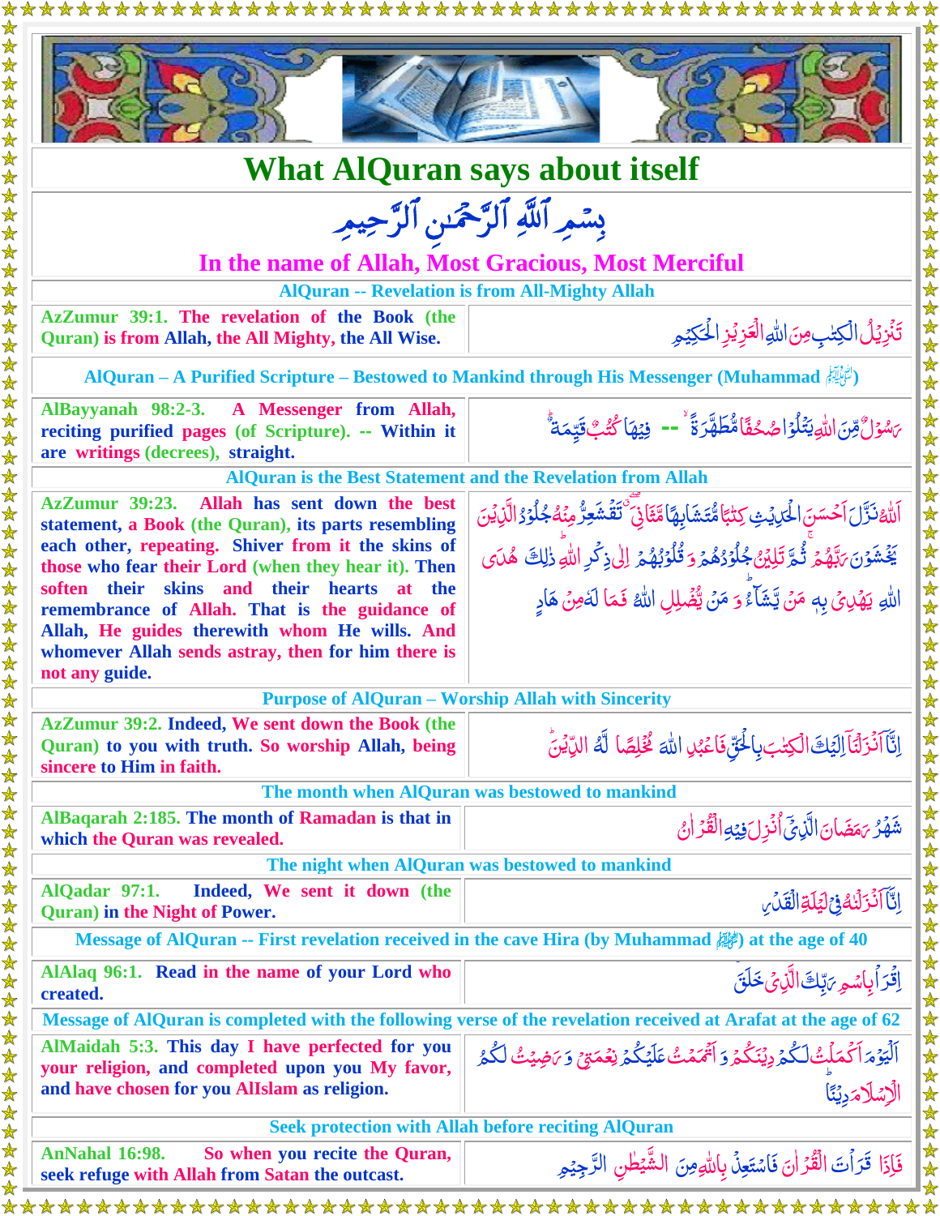# What AlQuran says about itself

بِسۡمِ ٱللَّهِ ٱلرَّحۡمَٰنِ ٱلرَّحِيمِ

**In the name of Allah, Most Gracious, Most Merciful**

### AlQuran -- Revelation is from All-Mighty Allah

| | |
|---|---|
| **AzZumur 39:1.** The revelation of the Book (the Quran) is from Allah, the All Mighty, the All Wise. | تَنۡزِيۡلُ الۡكِتٰبِ مِنَ اللّٰهِ الۡعَزِيۡزِ الۡحَكِيۡمِ |

### AlQuran – A Purified Scripture – Bestowed to Mankind through His Messenger (Muhammad ﷺ)

| | |
|---|---|
| **AlBayyanah 98:2-3.** A Messenger from Allah, reciting purified pages (of Scripture). -- Within it are writings (decrees), straight. | رَسُوۡلٌ مِّنَ اللّٰهِ يَتۡلُوۡا صُحُفًا مُّطَهَّرَةً -- فِيۡهَا كُتُبٌ قَيِّمَةٌ |

### AlQuran is the Best Statement and the Revelation from Allah

| | |
|---|---|
| **AzZumur 39:23.** Allah has sent down the best statement, a Book (the Quran), its parts resembling each other, repeating. Shiver from it the skins of those who fear their Lord (when they hear it). Then soften their skins and their hearts at the remembrance of Allah. That is the guidance of Allah, He guides therewith whom He wills. And whomever Allah sends astray, then for him there is not any guide. | اَللّٰهُ نَزَّلَ اَحۡسَنَ الۡحَدِيۡثِ كِتٰبًا مُّتَشَابِهًا مَّثَانِيَ تَقۡشَعِرُّ مِنۡهُ جُلُوۡدُ الَّذِيۡنَ يَخۡشَوۡنَ رَبَّهُمۡ ثُمَّ تَلِيۡنُ جُلُوۡدُهُمۡ وَقُلُوۡبُهُمۡ اِلٰى ذِكۡرِ اللّٰهِ ذٰلِكَ هُدَى اللّٰهِ يَهۡدِىۡ بِهٖ مَنۡ يَّشَآءُ وَمَنۡ يُّضۡلِلِ اللّٰهُ فَمَا لَهٗ مِنۡ هَادٍ |

### Purpose of AlQuran – Worship Allah with Sincerity

| | |
|---|---|
| **AzZumur 39:2.** Indeed, We sent down the Book (the Quran) to you with truth. So worship Allah, being sincere to Him in faith. | اِنَّاۤ اَنۡزَلۡنَاۤ اِلَيۡكَ الۡكِتٰبَ بِالۡحَقِّ فَاعۡبُدِ اللّٰهَ مُخۡلِصًا لَّهُ الدِّيۡنَ |

### The month when AlQuran was bestowed to mankind

| | |
|---|---|
| **AlBaqarah 2:185.** The month of Ramadan is that in which the Quran was revealed. | شَهۡرُ رَمَضَانَ الَّذِىۡۤ اُنۡزِلَ فِيۡهِ الۡقُرۡاٰنُ |

### The night when AlQuran was bestowed to mankind

| | |
|---|---|
| **AlQadar 97:1.** Indeed, We sent it down (the Quran) in the Night of Power. | اِنَّاۤ اَنۡزَلۡنٰهُ فِىۡ لَيۡلَةِ الۡقَدۡرِ |

### Message of AlQuran -- First revelation received in the cave Hira (by Muhammad ﷺ) at the age of 40

| | |
|---|---|
| **AlAlaq 96:1.** Read in the name of your Lord who created. | اِقۡرَاۡ بِاسۡمِ رَبِّكَ الَّذِىۡ خَلَقَ |

### Message of AlQuran is completed with the following verse of the revelation received at Arafat at the age of 62

| | |
|---|---|
| **AlMaidah 5:3.** This day I have perfected for you your religion, and completed upon you My favor, and have chosen for you AlIslam as religion. | اَلۡيَوۡمَ اَكۡمَلۡتُ لَـكُمۡ دِيۡنَكُمۡ وَاَتۡمَمۡتُ عَلَيۡكُمۡ نِعۡمَتِىۡ وَرَضِيۡتُ لَـكُمُ الۡاِسۡلَامَ دِيۡنًا |

### Seek protection with Allah before reciting AlQuran

| | |
|---|---|
| **AnNahal 16:98.** So when you recite the Quran, seek refuge with Allah from Satan the outcast. | فَاِذَا قَرَاۡتَ الۡقُرۡاٰنَ فَاسۡتَعِذۡ بِاللّٰهِ مِنَ الشَّيۡطٰنِ الرَّجِيۡمِ |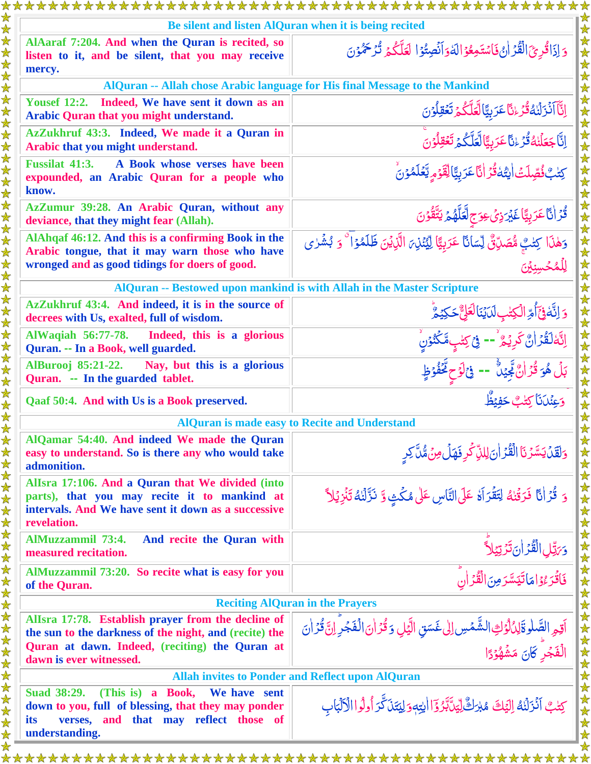| Be silent and listen AlQuran when it is being recited | |
|---|---|
| **AlAaraf 7:204.** And when the Quran is recited, so listen to it, and be silent, that you may receive mercy. | وَ اِذَا قُرِئَ الْقُرْاٰنُ فَاسْتَمِعُوْا لَهٗ وَ اَنْصِتُوْا لَعَلَّكُمْ تُرْحَمُوْنَ |
| **AlQuran -- Allah chose Arabic language for His final Message to the Mankind** | |
| **Yousef 12:2.** Indeed, We have sent it down as an Arabic Quran that you might understand. | اِنَّاۤ اَنْزَلْنٰهُ قُرْءٰنًا عَرَبِيًّا لَّعَلَّكُمْ تَعْقِلُوْنَ |
| **AzZukhruf 43:3.** Indeed, We made it a Quran in Arabic that you might understand. | اِنَّا جَعَلْنٰهُ قُرْءٰنًا عَرَبِيًّا لَّعَلَّكُمْ تَعْقِلُوْنَ |
| **Fussilat 41:3.** A Book whose verses have been expounded, an Arabic Quran for a people who know. | كِتٰبٌ فُصِّلَتْ اٰيٰتُهٗ قُرْاٰنًا عَرَبِيًّا لِّقَوْمٍ يَّعْلَمُوْنَ |
| **AzZumur 39:28.** An Arabic Quran, without any deviance, that they might fear (Allah). | قُرْاٰنًا عَرَبِيًّا غَيْرَ ذِيْ عِوَجٍ لَّعَلَّهُمْ يَتَّقُوْنَ |
| **AlAhqaf 46:12.** And this is a confirming Book in the Arabic tongue, that it may warn those who have wronged and as good tidings for doers of good. | وَ هٰذَا كِتٰبٌ مُّصَدِّقٌ لِّسَانًا عَرَبِيًّا لِّيُنْذِرَ الَّذِيْنَ ظَلَمُوْا ۖ وَ بُشْرٰى لِلْمُحْسِنِيْنَ |
| **AlQuran -- Bestowed upon mankind is with Allah in the Master Scripture** | |
| **AzZukhruf 43:4.** And indeed, it is in the source of decrees with Us, exalted, full of wisdom. | وَ اِنَّهٗ فِيْۤ اُمِّ الْكِتٰبِ لَدَيْنَا لَعَلِيٌّ حَكِيْمٌ |
| **AlWaqiah 56:77-78.** Indeed, this is a glorious Quran. -- In a Book, well guarded. | اِنَّهٗ لَقُرْاٰنٌ كَرِيْمٌ -- فِيْ كِتٰبٍ مَّكْنُوْنٍ |
| **AlBurooj 85:21-22.** Nay, but this is a glorious Quran. -- In the guarded tablet. | بَلْ هُوَ قُرْاٰنٌ مَّجِيْدٌ -- فِيْ لَوْحٍ مَّحْفُوْظٍ |
| **Qaaf 50:4.** And with Us is a Book preserved. | وَ عِنْدَنَا كِتٰبٌ حَفِيْظٌ |
| **AlQuran is made easy to Recite and Understand** | |
| **AlQamar 54:40.** And indeed We made the Quran easy to understand. So is there any who would take admonition. | وَ لَقَدْ يَسَّرْنَا الْقُرْاٰنَ لِلذِّكْرِ فَهَلْ مِنْ مُّدَّكِرٍ |
| **AlIsra 17:106.** And a Quran that We divided (into parts), that you may recite it to mankind at intervals. And We have sent it down as a successive revelation. | وَ قُرْاٰنًا فَرَقْنٰهُ لِتَقْرَاَهٗ عَلَى النَّاسِ عَلٰى مُكْثٍ وَّ نَزَّلْنٰهُ تَنْزِيْلًا |
| **AlMuzzammil 73:4.** And recite the Quran with measured recitation. | وَ رَتِّلِ الْقُرْاٰنَ تَرْتِيْلًا |
| **AlMuzzammil 73:20.** So recite what is easy for you of the Quran. | فَاقْرَءُوْا مَا تَيَسَّرَ مِنَ الْقُرْاٰنِ |
| **Reciting AlQuran in the Prayers** | |
| **AlIsra 17:78.** Establish prayer from the decline of the sun to the darkness of the night, and (recite) the Quran at dawn. Indeed, (reciting) the Quran at dawn is ever witnessed. | اَقِمِ الصَّلٰوةَ لِدُلُوْكِ الشَّمْسِ اِلٰى غَسَقِ الَّيْلِ وَ قُرْاٰنَ الْفَجْرِ اِنَّ قُرْاٰنَ الْفَجْرِ كَانَ مَشْهُوْدًا |
| **Allah invites to Ponder and Reflect upon AlQuran** | |
| **Suad 38:29.** (This is) a Book, We have sent down to you, full of blessing, that they may ponder its verses, and that may reflect those of understanding. | كِتٰبٌ اَنْزَلْنٰهُ اِلَيْكَ مُبٰرَكٌ لِّيَدَّبَّرُوْۤا اٰيٰتِهٖ وَ لِيَتَذَكَّرَ اُولُوا الْاَلْبَابِ |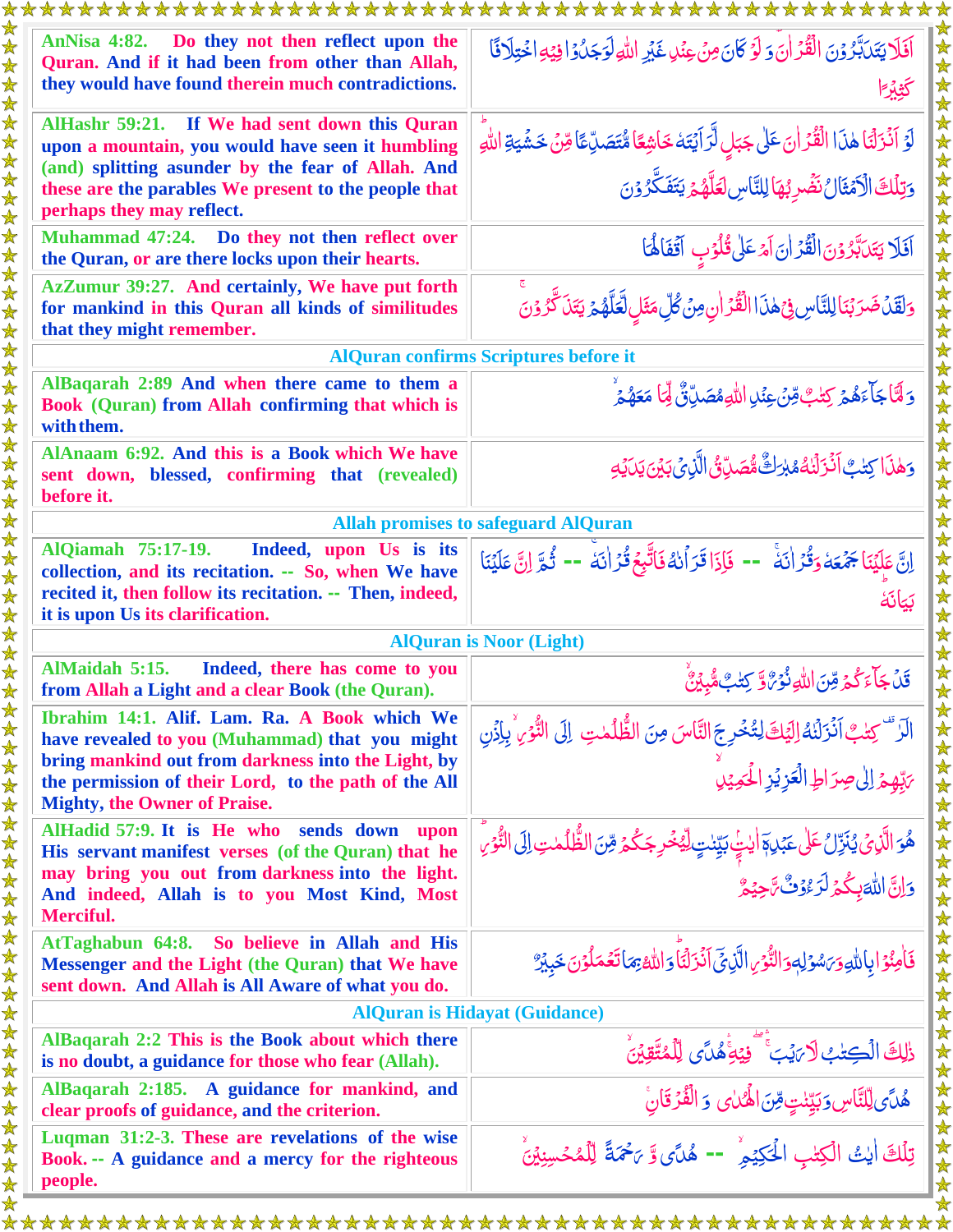| | |
|---|---|
| **AnNisa 4:82. Do they not then reflect upon the Quran. And if it had been from other than Allah, they would have found therein much contradictions.** | أَفَلَا يَتَدَبَّرُونَ الْقُرْآنَ ۚ وَلَوْ كَانَ مِنْ عِنْدِ غَيْرِ اللَّهِ لَوَجَدُوا فِيهِ اخْتِلَافًا كَثِيرًا |
| **AlHashr 59:21. If We had sent down this Quran upon a mountain, you would have seen it humbling (and) splitting asunder by the fear of Allah. And these are the parables We present to the people that perhaps they may reflect.** | لَوْ أَنْزَلْنَا هَٰذَا الْقُرْآنَ عَلَىٰ جَبَلٍ لَرَأَيْتَهُ خَاشِعًا مُتَصَدِّعًا مِنْ خَشْيَةِ اللَّهِ ۚ وَتِلْكَ الْأَمْثَالُ نَضْرِبُهَا لِلنَّاسِ لَعَلَّهُمْ يَتَفَكَّرُونَ |
| **Muhammad 47:24. Do they not then reflect over the Quran, or are there locks upon their hearts.** | أَفَلَا يَتَدَبَّرُونَ الْقُرْآنَ أَمْ عَلَىٰ قُلُوبٍ أَقْفَالُهَا |
| **AzZumur 39:27. And certainly, We have put forth for mankind in this Quran all kinds of similitudes that they might remember.** | وَلَقَدْ ضَرَبْنَا لِلنَّاسِ فِي هَٰذَا الْقُرْآنِ مِنْ كُلِّ مَثَلٍ لَعَلَّهُمْ يَتَذَكَّرُونَ |
| **AlQuran confirms Scriptures before it** | |
| **AlBaqarah 2:89 And when there came to them a Book (Quran) from Allah confirming that which is with them.** | وَلَمَّا جَاءَهُمْ كِتَابٌ مِنْ عِنْدِ اللَّهِ مُصَدِّقٌ لِمَا مَعَهُمْ |
| **AlAnaam 6:92. And this is a Book which We have sent down, blessed, confirming that (revealed) before it.** | وَهَٰذَا كِتَابٌ أَنْزَلْنَاهُ مُبَارَكٌ مُصَدِّقُ الَّذِي بَيْنَ يَدَيْهِ |
| **Allah promises to safeguard AlQuran** | |
| **AlQiamah 75:17-19. Indeed, upon Us is its collection, and its recitation. -- So, when We have recited it, then follow its recitation. -- Then, indeed, it is upon Us its clarification.** | إِنَّ عَلَيْنَا جَمْعَهُ وَقُرْآنَهُ -- فَإِذَا قَرَأْنَاهُ فَاتَّبِعْ قُرْآنَهُ -- ثُمَّ إِنَّ عَلَيْنَا بَيَانَهُ |
| **AlQuran is Noor (Light)** | |
| **AlMaidah 5:15. Indeed, there has come to you from Allah a Light and a clear Book (the Quran).** | قَدْ جَاءَكُمْ مِنَ اللَّهِ نُورٌ وَكِتَابٌ مُبِينٌ |
| **Ibrahim 14:1. Alif. Lam. Ra. A Book which We have revealed to you (Muhammad) that you might bring mankind out from darkness into the Light, by the permission of their Lord, to the path of the All Mighty, the Owner of Praise.** | الر ۚ كِتَابٌ أَنْزَلْنَاهُ إِلَيْكَ لِتُخْرِجَ النَّاسَ مِنَ الظُّلُمَاتِ إِلَى النُّورِ بِإِذْنِ رَبِّهِمْ إِلَىٰ صِرَاطِ الْعَزِيزِ الْحَمِيدِ |
| **AlHadid 57:9. It is He who sends down upon His servant manifest verses (of the Quran) that he may bring you out from darkness into the light. And indeed, Allah is to you Most Kind, Most Merciful.** | هُوَ الَّذِي يُنَزِّلُ عَلَىٰ عَبْدِهِ آيَاتٍ بَيِّنَاتٍ لِيُخْرِجَكُمْ مِنَ الظُّلُمَاتِ إِلَى النُّورِ ۚ وَإِنَّ اللَّهَ بِكُمْ لَرَءُوفٌ رَحِيمٌ |
| **AtTaghabun 64:8. So believe in Allah and His Messenger and the Light (the Quran) that We have sent down. And Allah is All Aware of what you do.** | فَآمِنُوا بِاللَّهِ وَرَسُولِهِ وَالنُّورِ الَّذِي أَنْزَلْنَا ۚ وَاللَّهُ بِمَا تَعْمَلُونَ خَبِيرٌ |
| **AlQuran is Hidayat (Guidance)** | |
| **AlBaqarah 2:2 This is the Book about which there is no doubt, a guidance for those who fear (Allah).** | ذَٰلِكَ الْكِتَابُ لَا رَيْبَ ۛ فِيهِ ۛ هُدًى لِلْمُتَّقِينَ |
| **AlBaqarah 2:185. A guidance for mankind, and clear proofs of guidance, and the criterion.** | هُدًى لِلنَّاسِ وَبَيِّنَاتٍ مِنَ الْهُدَىٰ وَالْفُرْقَانِ |
| **Luqman 31:2-3. These are revelations of the wise Book. -- A guidance and a mercy for the righteous people.** | تِلْكَ آيَاتُ الْكِتَابِ الْحَكِيمِ -- هُدًى وَرَحْمَةً لِلْمُحْسِنِينَ |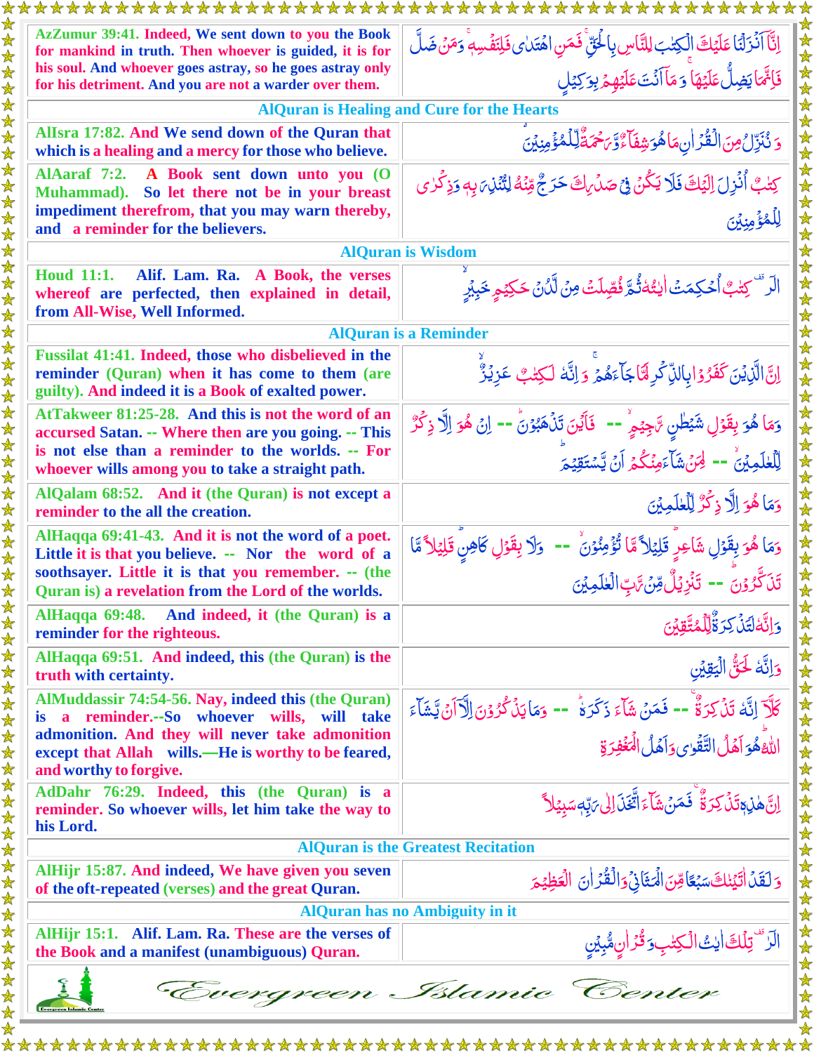| | |
|---|---|
| AzZumur 39:41. Indeed, We sent down to you the Book for mankind in truth. Then whoever is guided, it is for his soul. And whoever goes astray, so he goes astray only for his detriment. And you are not a warder over them. | إِنَّآ أَنزَلْنَا عَلَيْكَ ٱلْكِتَٰبَ لِلنَّاسِ بِٱلْحَقِّ ۖ فَمَنِ ٱهْتَدَىٰ فَلِنَفْسِهِۦ ۖ وَمَن ضَلَّ فَإِنَّمَا يَضِلُّ عَلَيْهَا ۖ وَمَآ أَنتَ عَلَيْهِم بِوَكِيلٍ |
| **AlQuran is Healing and Cure for the Hearts** | |
| AlIsra 17:82. And We send down of the Quran that which is a healing and a mercy for those who believe. | وَنُنَزِّلُ مِنَ ٱلْقُرْءَانِ مَا هُوَ شِفَآءٌ وَرَحْمَةٌ لِّلْمُؤْمِنِينَ ۙ |
| AlAaraf 7:2. A Book sent down unto you (O Muhammad). So let there not be in your breast impediment therefrom, that you may warn thereby, and a reminder for the believers. | كِتَٰبٌ أُنزِلَ إِلَيْكَ فَلَا يَكُن فِى صَدْرِكَ حَرَجٌ مِّنْهُ لِتُنذِرَ بِهِۦ وَذِكْرَىٰ لِلْمُؤْمِنِينَ |
| **AlQuran is Wisdom** | |
| Houd 11:1. Alif. Lam. Ra. A Book, the verses whereof are perfected, then explained in detail, from All-Wise, Well Informed. | الٓر ۚ كِتَٰبٌ أُحْكِمَتْ ءَايَٰتُهُۥ ثُمَّ فُصِّلَتْ مِن لَّدُنْ حَكِيمٍ خَبِيرٍ |
| **AlQuran is a Reminder** | |
| Fussilat 41:41. Indeed, those who disbelieved in the reminder (Quran) when it has come to them (are guilty). And indeed it is a Book of exalted power. | إِنَّ ٱلَّذِينَ كَفَرُوا۟ بِٱلذِّكْرِ لَمَّا جَآءَهُمْ ۖ وَإِنَّهُۥ لَكِتَٰبٌ عَزِيزٌ |
| AtTakweer 81:25-28. And this is not the word of an accursed Satan. -- Where then are you going. -- This is not else than a reminder to the worlds. -- For whoever wills among you to take a straight path. | وَمَا هُوَ بِقَوْلِ شَيْطَٰنٍ رَّجِيمٍ -- فَأَيْنَ تَذْهَبُونَ -- إِنْ هُوَ إِلَّا ذِكْرٌ لِّلْعَٰلَمِينَ -- لِمَن شَآءَ مِنكُمْ أَن يَسْتَقِيمَ |
| AlQalam 68:52. And it (the Quran) is not except a reminder to the all the creation. | وَمَا هُوَ إِلَّا ذِكْرٌ لِّلْعَٰلَمِينَ |
| AlHaqqa 69:41-43. And it is not the word of a poet. Little it is that you believe. -- Nor the word of a soothsayer. Little it is that you remember. -- (the Quran is) a revelation from the Lord of the worlds. | وَمَا هُوَ بِقَوْلِ شَاعِرٍ ۚ قَلِيلًا مَّا تُؤْمِنُونَ -- وَلَا بِقَوْلِ كَاهِنٍ ۚ قَلِيلًا مَّا تَذَكَّرُونَ -- تَنزِيلٌ مِّن رَّبِّ ٱلْعَٰلَمِينَ |
| AlHaqqa 69:48. And indeed, it (the Quran) is a reminder for the righteous. | وَإِنَّهُۥ لَتَذْكِرَةٌ لِّلْمُتَّقِينَ |
| AlHaqqa 69:51. And indeed, this (the Quran) is the truth with certainty. | وَإِنَّهُۥ لَحَقُّ ٱلْيَقِينِ |
| AlMuddassir 74:54-56. Nay, indeed this (the Quran) is a reminder.--So whoever wills, will take admonition. And they will never take admonition except that Allah wills.—He is worthy to be feared, and worthy to forgive. | كَلَّآ إِنَّهُۥ تَذْكِرَةٌ -- فَمَن شَآءَ ذَكَرَهُۥ -- وَمَا يَذْكُرُونَ إِلَّآ أَن يَشَآءَ ٱللَّهُ ۚ هُوَ أَهْلُ ٱلتَّقْوَىٰ وَأَهْلُ ٱلْمَغْفِرَةِ |
| AdDahr 76:29. Indeed, this (the Quran) is a reminder. So whoever wills, let him take the way to his Lord. | إِنَّ هَٰذِهِۦ تَذْكِرَةٌ ۖ فَمَن شَآءَ ٱتَّخَذَ إِلَىٰ رَبِّهِۦ سَبِيلًا |
| **AlQuran is the Greatest Recitation** | |
| AlHijr 15:87. And indeed, We have given you seven of the oft-repeated (verses) and the great Quran. | وَلَقَدْ ءَاتَيْنَٰكَ سَبْعًا مِّنَ ٱلْمَثَانِى وَٱلْقُرْءَانَ ٱلْعَظِيمَ |
| **AlQuran has no Ambiguity in it** | |
| AlHijr 15:1. Alif. Lam. Ra. These are the verses of the Book and a manifest (unambiguous) Quran. | الٓر ۚ تِلْكَ ءَايَٰتُ ٱلْكِتَٰبِ وَقُرْءَانٍ مُّبِينٍ |

Evergreen Islamic Center